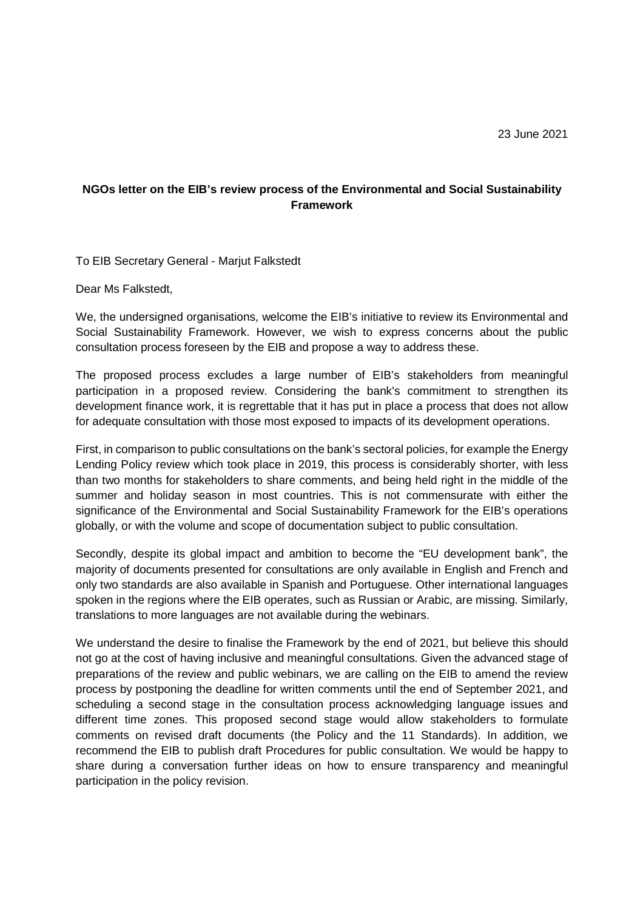23 June 2021

**NGOs letter on the EIB's review process of the Environmental and Social Sustainability Framework**

To EIB Secretary General - Marjut Falkstedt

Dear Ms Falkstedt,

We, the undersigned organisations, welcome the EIB's initiative to review its Environmental and Social Sustainability Framework. However, we wish to express concerns about the public consultation process foreseen by the EIB and propose a way to address these.

The proposed process excludes a large number of EIB's stakeholders from meaningful participation in a proposed review. Considering the bank's commitment to strengthen its development finance work, it is regrettable that it has put in place a process that does not allow for adequate consultation with those most exposed to impacts of its development operations.

First, in comparison to public consultations on the bank's sectoral policies, for example the Energy Lending Policy review which took place in 2019, this process is considerably shorter, with less than two months for stakeholders to share comments, and being held right in the middle of the summer and holiday season in most countries. This is not commensurate with either the significance of the Environmental and Social Sustainability Framework for the EIB's operations globally, or with the volume and scope of documentation subject to public consultation.

Secondly, despite its global impact and ambition to become the "EU development bank", the majority of documents presented for consultations are only available in English and French and only two standards are also available in Spanish and Portuguese. Other international languages spoken in the regions where the EIB operates, such as Russian or Arabic, are missing. Similarly, translations to more languages are not available during the webinars.

We understand the desire to finalise the Framework by the end of 2021, but believe this should not go at the cost of having inclusive and meaningful consultations. Given the advanced stage of preparations of the review and public webinars, we are calling on the EIB to amend the review process by postponing the deadline for written comments until the end of September 2021, and scheduling a second stage in the consultation process acknowledging language issues and different time zones. This proposed second stage would allow stakeholders to formulate comments on revised draft documents (the Policy and the 11 Standards). In addition, we recommend the EIB to publish draft Procedures for public consultation. We would be happy to share during a conversation further ideas on how to ensure transparency and meaningful participation in the policy revision.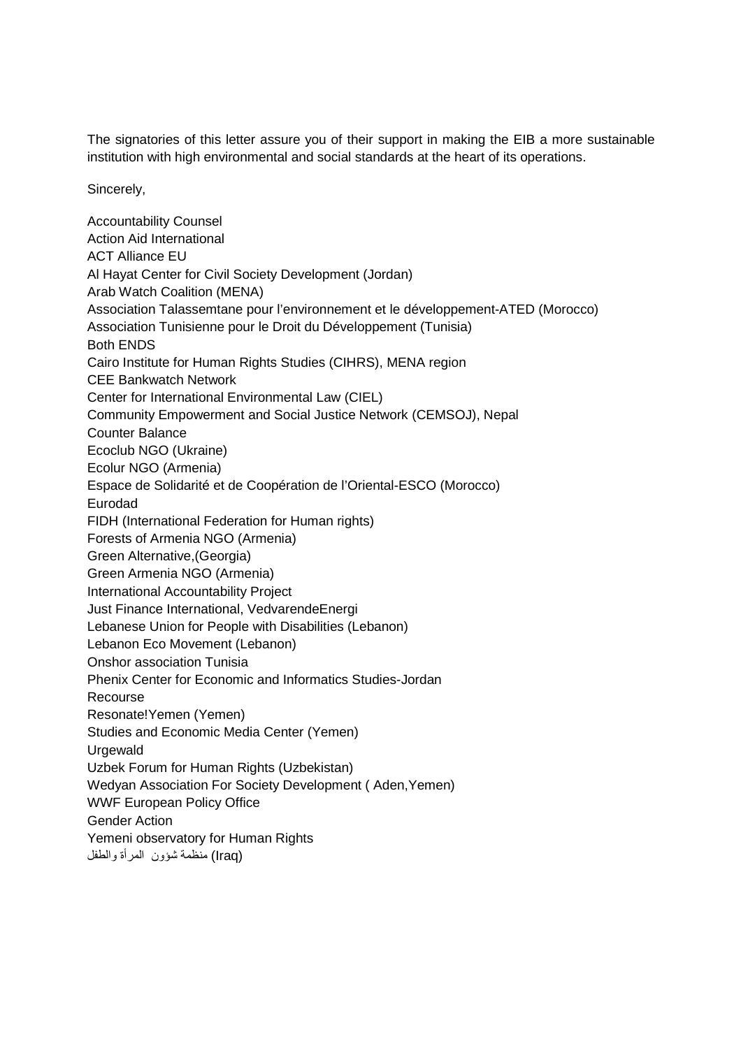The signatories of this letter assure you of their support in making the EIB a more sustainable institution with high environmental and social standards at the heart of its operations.

Sincerely,

Accountability Counsel
Action Aid International
ACT Alliance EU
Al Hayat Center for Civil Society Development (Jordan)
Arab Watch Coalition (MENA)
Association Talassemtane pour l'environnement et le développement-ATED (Morocco)
Association Tunisienne pour le Droit du Développement (Tunisia)
Both ENDS
Cairo Institute for Human Rights Studies (CIHRS), MENA region
CEE Bankwatch Network
Center for International Environmental Law (CIEL)
Community Empowerment and Social Justice Network (CEMSOJ), Nepal
Counter Balance
Ecoclub NGO (Ukraine)
Ecolur NGO (Armenia)
Espace de Solidarité et de Coopération de l'Oriental-ESCO (Morocco)
Eurodad
FIDH (International Federation for Human rights)
Forests of Armenia NGO (Armenia)
Green Alternative,(Georgia)
Green Armenia NGO (Armenia)
International Accountability Project
Just Finance International, VedvarendeEnergi
Lebanese Union for People with Disabilities (Lebanon)
Lebanon Eco Movement (Lebanon)
Onshor association Tunisia
Phenix Center for Economic and Informatics Studies-Jordan
Recourse
Resonate!Yemen (Yemen)
Studies and Economic Media Center (Yemen)
Urgewald
Uzbek Forum for Human Rights (Uzbekistan)
Wedyan Association For Society Development ( Aden,Yemen)
WWF European Policy Office
Gender Action
Yemeni observatory for Human Rights
منظمة شؤون المرأة والطفل (Iraq)